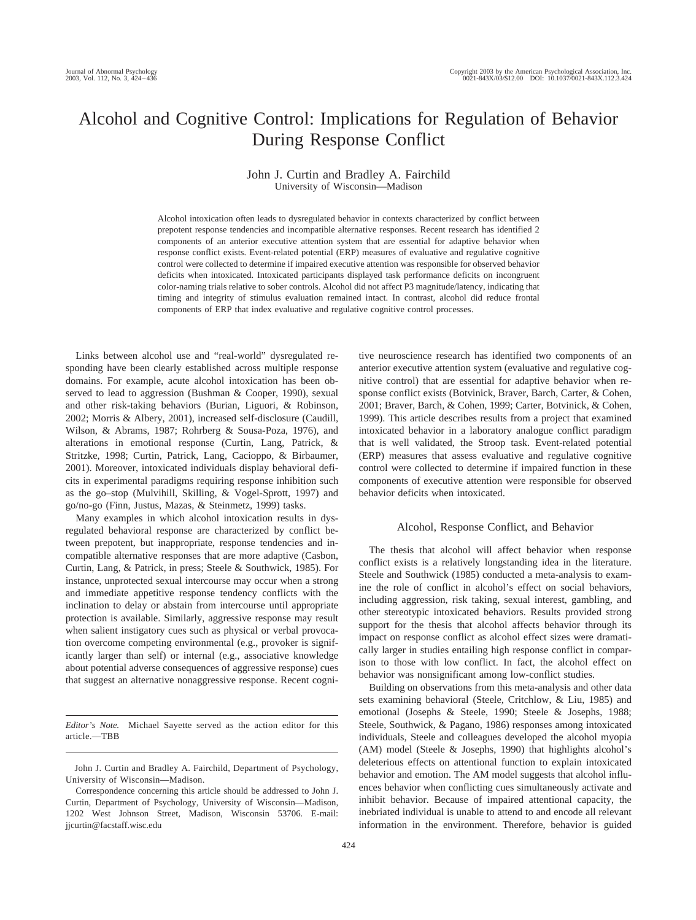# Alcohol and Cognitive Control: Implications for Regulation of Behavior During Response Conflict

John J. Curtin and Bradley A. Fairchild
University of Wisconsin—Madison

Alcohol intoxication often leads to dysregulated behavior in contexts characterized by conflict between prepotent response tendencies and incompatible alternative responses. Recent research has identified 2 components of an anterior executive attention system that are essential for adaptive behavior when response conflict exists. Event-related potential (ERP) measures of evaluative and regulative cognitive control were collected to determine if impaired executive attention was responsible for observed behavior deficits when intoxicated. Intoxicated participants displayed task performance deficits on incongruent color-naming trials relative to sober controls. Alcohol did not affect P3 magnitude/latency, indicating that timing and integrity of stimulus evaluation remained intact. In contrast, alcohol did reduce frontal components of ERP that index evaluative and regulative cognitive control processes.

Links between alcohol use and "real-world" dysregulated responding have been clearly established across multiple response domains. For example, acute alcohol intoxication has been observed to lead to aggression (Bushman & Cooper, 1990), sexual and other risk-taking behaviors (Burian, Liguori, & Robinson, 2002; Morris & Albery, 2001), increased self-disclosure (Caudill, Wilson, & Abrams, 1987; Rohrberg & Sousa-Poza, 1976), and alterations in emotional response (Curtin, Lang, Patrick, & Stritzke, 1998; Curtin, Patrick, Lang, Cacioppo, & Birbaumer, 2001). Moreover, intoxicated individuals display behavioral deficits in experimental paradigms requiring response inhibition such as the go–stop (Mulvihill, Skilling, & Vogel-Sprott, 1997) and go/no-go (Finn, Justus, Mazas, & Steinmetz, 1999) tasks.

Many examples in which alcohol intoxication results in dysregulated behavioral response are characterized by conflict between prepotent, but inappropriate, response tendencies and incompatible alternative responses that are more adaptive (Casbon, Curtin, Lang, & Patrick, in press; Steele & Southwick, 1985). For instance, unprotected sexual intercourse may occur when a strong and immediate appetitive response tendency conflicts with the inclination to delay or abstain from intercourse until appropriate protection is available. Similarly, aggressive response may result when salient instigatory cues such as physical or verbal provocation overcome competing environmental (e.g., provoker is significantly larger than self) or internal (e.g., associative knowledge about potential adverse consequences of aggressive response) cues that suggest an alternative nonaggressive response. Recent cognitive neuroscience research has identified two components of an anterior executive attention system (evaluative and regulative cognitive control) that are essential for adaptive behavior when response conflict exists (Botvinick, Braver, Barch, Carter, & Cohen, 2001; Braver, Barch, & Cohen, 1999; Carter, Botvinick, & Cohen, 1999). This article describes results from a project that examined intoxicated behavior in a laboratory analogue conflict paradigm that is well validated, the Stroop task. Event-related potential (ERP) measures that assess evaluative and regulative cognitive control were collected to determine if impaired function in these components of executive attention were responsible for observed behavior deficits when intoxicated.

*Editor's Note.* Michael Sayette served as the action editor for this article.—TBB

John J. Curtin and Bradley A. Fairchild, Department of Psychology, University of Wisconsin—Madison.

Correspondence concerning this article should be addressed to John J. Curtin, Department of Psychology, University of Wisconsin—Madison, 1202 West Johnson Street, Madison, Wisconsin 53706. E-mail: jjcurtin@facstaff.wisc.edu

## Alcohol, Response Conflict, and Behavior

The thesis that alcohol will affect behavior when response conflict exists is a relatively longstanding idea in the literature. Steele and Southwick (1985) conducted a meta-analysis to examine the role of conflict in alcohol's effect on social behaviors, including aggression, risk taking, sexual interest, gambling, and other stereotypic intoxicated behaviors. Results provided strong support for the thesis that alcohol affects behavior through its impact on response conflict as alcohol effect sizes were dramatically larger in studies entailing high response conflict in comparison to those with low conflict. In fact, the alcohol effect on behavior was nonsignificant among low-conflict studies.

Building on observations from this meta-analysis and other data sets examining behavioral (Steele, Critchlow, & Liu, 1985) and emotional (Josephs & Steele, 1990; Steele & Josephs, 1988; Steele, Southwick, & Pagano, 1986) responses among intoxicated individuals, Steele and colleagues developed the alcohol myopia (AM) model (Steele & Josephs, 1990) that highlights alcohol's deleterious effects on attentional function to explain intoxicated behavior and emotion. The AM model suggests that alcohol influences behavior when conflicting cues simultaneously activate and inhibit behavior. Because of impaired attentional capacity, the inebriated individual is unable to attend to and encode all relevant information in the environment. Therefore, behavior is guided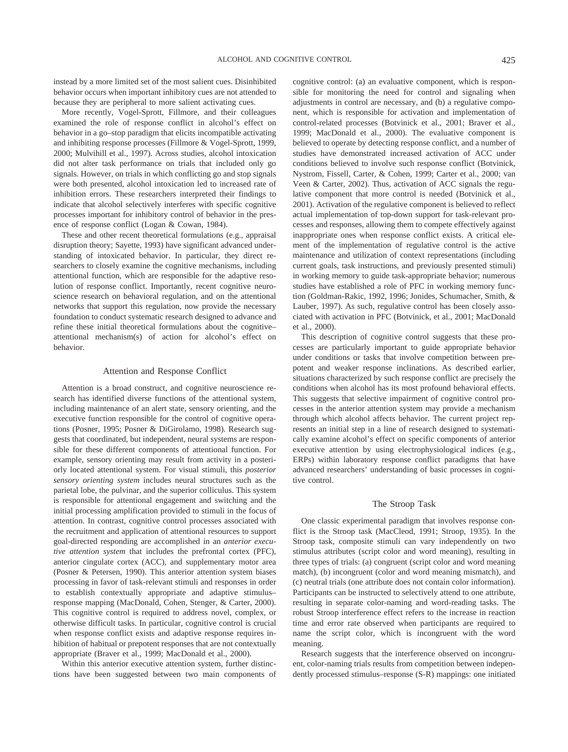instead by a more limited set of the most salient cues. Disinhibited behavior occurs when important inhibitory cues are not attended to because they are peripheral to more salient activating cues.

More recently, Vogel-Sprott, Fillmore, and their colleagues examined the role of response conflict in alcohol's effect on behavior in a go–stop paradigm that elicits incompatible activating and inhibiting response processes (Fillmore & Vogel-Sprott, 1999, 2000; Mulvihill et al., 1997). Across studies, alcohol intoxication did not alter task performance on trials that included only go signals. However, on trials in which conflicting go and stop signals were both presented, alcohol intoxication led to increased rate of inhibition errors. These researchers interpreted their findings to indicate that alcohol selectively interferes with specific cognitive processes important for inhibitory control of behavior in the presence of response conflict (Logan & Cowan, 1984).

These and other recent theoretical formulations (e.g., appraisal disruption theory; Sayette, 1993) have significant advanced understanding of intoxicated behavior. In particular, they direct researchers to closely examine the cognitive mechanisms, including attentional function, which are responsible for the adaptive resolution of response conflict. Importantly, recent cognitive neuroscience research on behavioral regulation, and on the attentional networks that support this regulation, now provide the necessary foundation to conduct systematic research designed to advance and refine these initial theoretical formulations about the cognitive–attentional mechanism(s) of action for alcohol's effect on behavior.

## Attention and Response Conflict

Attention is a broad construct, and cognitive neuroscience research has identified diverse functions of the attentional system, including maintenance of an alert state, sensory orienting, and the executive function responsible for the control of cognitive operations (Posner, 1995; Posner & DiGirolamo, 1998). Research suggests that coordinated, but independent, neural systems are responsible for these different components of attentional function. For example, sensory orienting may result from activity in a posteriorly located attentional system. For visual stimuli, this *posterior sensory orienting system* includes neural structures such as the parietal lobe, the pulvinar, and the superior colliculus. This system is responsible for attentional engagement and switching and the initial processing amplification provided to stimuli in the focus of attention. In contrast, cognitive control processes associated with the recruitment and application of attentional resources to support goal-directed responding are accomplished in an *anterior executive attention system* that includes the prefrontal cortex (PFC), anterior cingulate cortex (ACC), and supplementary motor area (Posner & Petersen, 1990). This anterior attention system biases processing in favor of task-relevant stimuli and responses in order to establish contextually appropriate and adaptive stimulus–response mapping (MacDonald, Cohen, Stenger, & Carter, 2000). This cognitive control is required to address novel, complex, or otherwise difficult tasks. In particular, cognitive control is crucial when response conflict exists and adaptive response requires inhibition of habitual or prepotent responses that are not contextually appropriate (Braver et al., 1999; MacDonald et al., 2000).

Within this anterior executive attention system, further distinctions have been suggested between two main components of cognitive control: (a) an evaluative component, which is responsible for monitoring the need for control and signaling when adjustments in control are necessary, and (b) a regulative component, which is responsible for activation and implementation of control-related processes (Botvinick et al., 2001; Braver et al., 1999; MacDonald et al., 2000). The evaluative component is believed to operate by detecting response conflict, and a number of studies have demonstrated increased activation of ACC under conditions believed to involve such response conflict (Botvinick, Nystrom, Fissell, Carter, & Cohen, 1999; Carter et al., 2000; van Veen & Carter, 2002). Thus, activation of ACC signals the regulative component that more control is needed (Botvinick et al., 2001). Activation of the regulative component is believed to reflect actual implementation of top-down support for task-relevant processes and responses, allowing them to compete effectively against inappropriate ones when response conflict exists. A critical element of the implementation of regulative control is the active maintenance and utilization of context representations (including current goals, task instructions, and previously presented stimuli) in working memory to guide task-appropriate behavior; numerous studies have established a role of PFC in working memory function (Goldman-Rakic, 1992, 1996; Jonides, Schumacher, Smith, & Lauber, 1997). As such, regulative control has been closely associated with activation in PFC (Botvinick, et al., 2001; MacDonald et al., 2000).

This description of cognitive control suggests that these processes are particularly important to guide appropriate behavior under conditions or tasks that involve competition between prepotent and weaker response inclinations. As described earlier, situations characterized by such response conflict are precisely the conditions when alcohol has its most profound behavioral effects. This suggests that selective impairment of cognitive control processes in the anterior attention system may provide a mechanism through which alcohol affects behavior. The current project represents an initial step in a line of research designed to systematically examine alcohol's effect on specific components of anterior executive attention by using electrophysiological indices (e.g., ERPs) within laboratory response conflict paradigms that have advanced researchers' understanding of basic processes in cognitive control.

## The Stroop Task

One classic experimental paradigm that involves response conflict is the Stroop task (MacCleod, 1991; Stroop, 1935). In the Stroop task, composite stimuli can vary independently on two stimulus attributes (script color and word meaning), resulting in three types of trials: (a) congruent (script color and word meaning match), (b) incongruent (color and word meaning mismatch), and (c) neutral trials (one attribute does not contain color information). Participants can be instructed to selectively attend to one attribute, resulting in separate color-naming and word-reading tasks. The robust Stroop interference effect refers to the increase in reaction time and error rate observed when participants are required to name the script color, which is incongruent with the word meaning.

Research suggests that the interference observed on incongruent, color-naming trials results from competition between independently processed stimulus–response (S-R) mappings: one initiated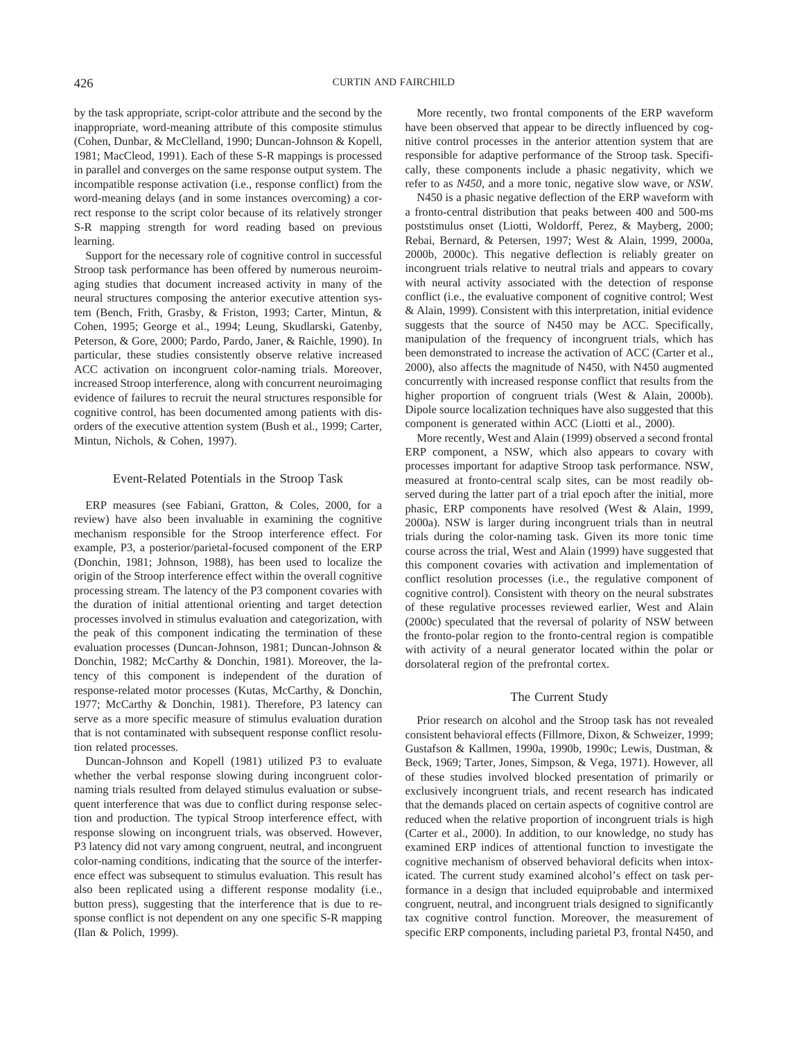by the task appropriate, script-color attribute and the second by the inappropriate, word-meaning attribute of this composite stimulus (Cohen, Dunbar, & McClelland, 1990; Duncan-Johnson & Kopell, 1981; MacCleod, 1991). Each of these S-R mappings is processed in parallel and converges on the same response output system. The incompatible response activation (i.e., response conflict) from the word-meaning delays (and in some instances overcoming) a correct response to the script color because of its relatively stronger S-R mapping strength for word reading based on previous learning.

Support for the necessary role of cognitive control in successful Stroop task performance has been offered by numerous neuroimaging studies that document increased activity in many of the neural structures composing the anterior executive attention system (Bench, Frith, Grasby, & Friston, 1993; Carter, Mintun, & Cohen, 1995; George et al., 1994; Leung, Skudlarski, Gatenby, Peterson, & Gore, 2000; Pardo, Pardo, Janer, & Raichle, 1990). In particular, these studies consistently observe relative increased ACC activation on incongruent color-naming trials. Moreover, increased Stroop interference, along with concurrent neuroimaging evidence of failures to recruit the neural structures responsible for cognitive control, has been documented among patients with disorders of the executive attention system (Bush et al., 1999; Carter, Mintun, Nichols, & Cohen, 1997).

## Event-Related Potentials in the Stroop Task

ERP measures (see Fabiani, Gratton, & Coles, 2000, for a review) have also been invaluable in examining the cognitive mechanism responsible for the Stroop interference effect. For example, P3, a posterior/parietal-focused component of the ERP (Donchin, 1981; Johnson, 1988), has been used to localize the origin of the Stroop interference effect within the overall cognitive processing stream. The latency of the P3 component covaries with the duration of initial attentional orienting and target detection processes involved in stimulus evaluation and categorization, with the peak of this component indicating the termination of these evaluation processes (Duncan-Johnson, 1981; Duncan-Johnson & Donchin, 1982; McCarthy & Donchin, 1981). Moreover, the latency of this component is independent of the duration of response-related motor processes (Kutas, McCarthy, & Donchin, 1977; McCarthy & Donchin, 1981). Therefore, P3 latency can serve as a more specific measure of stimulus evaluation duration that is not contaminated with subsequent response conflict resolution related processes.

Duncan-Johnson and Kopell (1981) utilized P3 to evaluate whether the verbal response slowing during incongruent color-naming trials resulted from delayed stimulus evaluation or subsequent interference that was due to conflict during response selection and production. The typical Stroop interference effect, with response slowing on incongruent trials, was observed. However, P3 latency did not vary among congruent, neutral, and incongruent color-naming conditions, indicating that the source of the interference effect was subsequent to stimulus evaluation. This result has also been replicated using a different response modality (i.e., button press), suggesting that the interference that is due to response conflict is not dependent on any one specific S-R mapping (Ilan & Polich, 1999).

More recently, two frontal components of the ERP waveform have been observed that appear to be directly influenced by cognitive control processes in the anterior attention system that are responsible for adaptive performance of the Stroop task. Specifically, these components include a phasic negativity, which we refer to as *N450*, and a more tonic, negative slow wave, or *NSW*.

N450 is a phasic negative deflection of the ERP waveform with a fronto-central distribution that peaks between 400 and 500-ms poststimulus onset (Liotti, Woldorff, Perez, & Mayberg, 2000; Rebai, Bernard, & Petersen, 1997; West & Alain, 1999, 2000a, 2000b, 2000c). This negative deflection is reliably greater on incongruent trials relative to neutral trials and appears to covary with neural activity associated with the detection of response conflict (i.e., the evaluative component of cognitive control; West & Alain, 1999). Consistent with this interpretation, initial evidence suggests that the source of N450 may be ACC. Specifically, manipulation of the frequency of incongruent trials, which has been demonstrated to increase the activation of ACC (Carter et al., 2000), also affects the magnitude of N450, with N450 augmented concurrently with increased response conflict that results from the higher proportion of congruent trials (West & Alain, 2000b). Dipole source localization techniques have also suggested that this component is generated within ACC (Liotti et al., 2000).

More recently, West and Alain (1999) observed a second frontal ERP component, a NSW, which also appears to covary with processes important for adaptive Stroop task performance. NSW, measured at fronto-central scalp sites, can be most readily observed during the latter part of a trial epoch after the initial, more phasic, ERP components have resolved (West & Alain, 1999, 2000a). NSW is larger during incongruent trials than in neutral trials during the color-naming task. Given its more tonic time course across the trial, West and Alain (1999) have suggested that this component covaries with activation and implementation of conflict resolution processes (i.e., the regulative component of cognitive control). Consistent with theory on the neural substrates of these regulative processes reviewed earlier, West and Alain (2000c) speculated that the reversal of polarity of NSW between the fronto-polar region to the fronto-central region is compatible with activity of a neural generator located within the polar or dorsolateral region of the prefrontal cortex.

## The Current Study

Prior research on alcohol and the Stroop task has not revealed consistent behavioral effects (Fillmore, Dixon, & Schweizer, 1999; Gustafson & Kallmen, 1990a, 1990b, 1990c; Lewis, Dustman, & Beck, 1969; Tarter, Jones, Simpson, & Vega, 1971). However, all of these studies involved blocked presentation of primarily or exclusively incongruent trials, and recent research has indicated that the demands placed on certain aspects of cognitive control are reduced when the relative proportion of incongruent trials is high (Carter et al., 2000). In addition, to our knowledge, no study has examined ERP indices of attentional function to investigate the cognitive mechanism of observed behavioral deficits when intoxicated. The current study examined alcohol's effect on task performance in a design that included equiprobable and intermixed congruent, neutral, and incongruent trials designed to significantly tax cognitive control function. Moreover, the measurement of specific ERP components, including parietal P3, frontal N450, and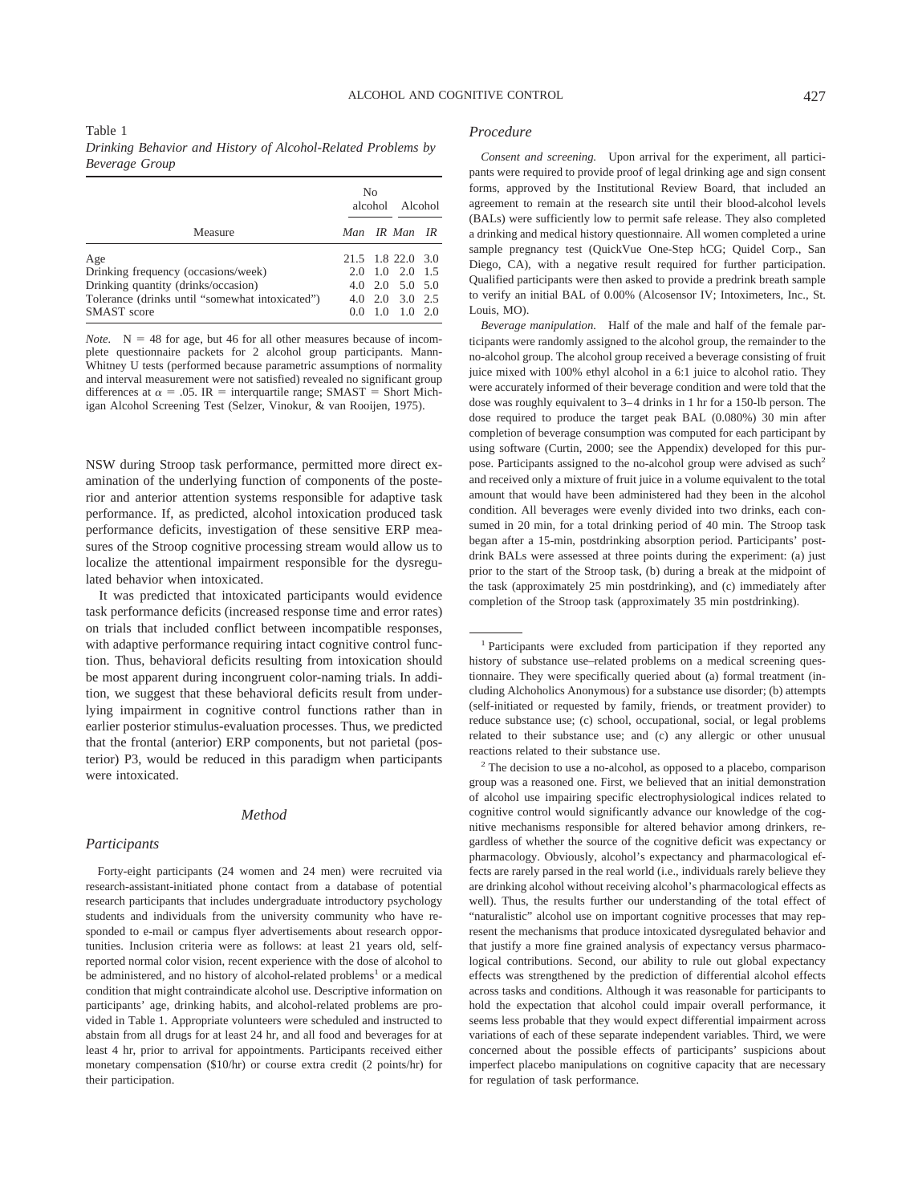Table 1
*Drinking Behavior and History of Alcohol-Related Problems by Beverage Group*

| Measure | No alcohol | | Alcohol | |
|---|---|---|---|---|
| | *Man* | *IR* | *Man* | *IR* |
| Age | 21.5 | 1.8 | 22.0 | 3.0 |
| Drinking frequency (occasions/week) | 2.0 | 1.0 | 2.0 | 1.5 |
| Drinking quantity (drinks/occasion) | 4.0 | 2.0 | 5.0 | 5.0 |
| Tolerance (drinks until "somewhat intoxicated") | 4.0 | 2.0 | 3.0 | 2.5 |
| SMAST score | 0.0 | 1.0 | 1.0 | 2.0 |

*Note.* N = 48 for age, but 46 for all other measures because of incomplete questionnaire packets for 2 alcohol group participants. Mann-Whitney U tests (performed because parametric assumptions of normality and interval measurement were not satisfied) revealed no significant group differences at $\alpha = .05$. IR = interquartile range; SMAST = Short Michigan Alcohol Screening Test (Selzer, Vinokur, & van Rooijen, 1975).

NSW during Stroop task performance, permitted more direct examination of the underlying function of components of the posterior and anterior attention systems responsible for adaptive task performance. If, as predicted, alcohol intoxication produced task performance deficits, investigation of these sensitive ERP measures of the Stroop cognitive processing stream would allow us to localize the attentional impairment responsible for the dysregulated behavior when intoxicated.

It was predicted that intoxicated participants would evidence task performance deficits (increased response time and error rates) on trials that included conflict between incompatible responses, with adaptive performance requiring intact cognitive control function. Thus, behavioral deficits resulting from intoxication should be most apparent during incongruent color-naming trials. In addition, we suggest that these behavioral deficits result from underlying impairment in cognitive control functions rather than in earlier posterior stimulus-evaluation processes. Thus, we predicted that the frontal (anterior) ERP components, but not parietal (posterior) P3, would be reduced in this paradigm when participants were intoxicated.

## Method

### Participants

Forty-eight participants (24 women and 24 men) were recruited via research-assistant-initiated phone contact from a database of potential research participants that includes undergraduate introductory psychology students and individuals from the university community who have responded to e-mail or campus flyer advertisements about research opportunities. Inclusion criteria were as follows: at least 21 years old, self-reported normal color vision, recent experience with the dose of alcohol to be administered, and no history of alcohol-related problems[1] or a medical condition that might contraindicate alcohol use. Descriptive information on participants' age, drinking habits, and alcohol-related problems are provided in Table 1. Appropriate volunteers were scheduled and instructed to abstain from all drugs for at least 24 hr, and all food and beverages for at least 4 hr, prior to arrival for appointments. Participants received either monetary compensation ($10/hr) or course extra credit (2 points/hr) for their participation.

### Procedure

*Consent and screening.* Upon arrival for the experiment, all participants were required to provide proof of legal drinking age and sign consent forms, approved by the Institutional Review Board, that included an agreement to remain at the research site until their blood-alcohol levels (BALs) were sufficiently low to permit safe release. They also completed a drinking and medical history questionnaire. All women completed a urine sample pregnancy test (QuickVue One-Step hCG; Quidel Corp., San Diego, CA), with a negative result required for further participation. Qualified participants were then asked to provide a predrink breath sample to verify an initial BAL of 0.00% (Alcosensor IV; Intoximeters, Inc., St. Louis, MO).

*Beverage manipulation.* Half of the male and half of the female participants were randomly assigned to the alcohol group, the remainder to the no-alcohol group. The alcohol group received a beverage consisting of fruit juice mixed with 100% ethyl alcohol in a 6:1 juice to alcohol ratio. They were accurately informed of their beverage condition and were told that the dose was roughly equivalent to 3–4 drinks in 1 hr for a 150-lb person. The dose required to produce the target peak BAL (0.080%) 30 min after completion of beverage consumption was computed for each participant by using software (Curtin, 2000; see the Appendix) developed for this purpose. Participants assigned to the no-alcohol group were advised as such[2] and received only a mixture of fruit juice in a volume equivalent to the total amount that would have been administered had they been in the alcohol condition. All beverages were evenly divided into two drinks, each consumed in 20 min, for a total drinking period of 40 min. The Stroop task began after a 15-min, postdrinking absorption period. Participants' postdrink BALs were assessed at three points during the experiment: (a) just prior to the start of the Stroop task, (b) during a break at the midpoint of the task (approximately 25 min postdrinking), and (c) immediately after completion of the Stroop task (approximately 35 min postdrinking).

---

[1] Participants were excluded from participation if they reported any history of substance use–related problems on a medical screening questionnaire. They were specifically queried about (a) formal treatment (including Alchoholics Anonymous) for a substance use disorder; (b) attempts (self-initiated or requested by family, friends, or treatment provider) to reduce substance use; (c) school, occupational, social, or legal problems related to their substance use; and (c) any allergic or other unusual reactions related to their substance use.

[2] The decision to use a no-alcohol, as opposed to a placebo, comparison group was a reasoned one. First, we believed that an initial demonstration of alcohol use impairing specific electrophysiological indices related to cognitive control would significantly advance our knowledge of the cognitive mechanisms responsible for altered behavior among drinkers, regardless of whether the source of the cognitive deficit was expectancy or pharmacology. Obviously, alcohol's expectancy and pharmacological effects are rarely parsed in the real world (i.e., individuals rarely believe they are drinking alcohol without receiving alcohol's pharmacological effects as well). Thus, the results further our understanding of the total effect of "naturalistic" alcohol use on important cognitive processes that may represent the mechanisms that produce intoxicated dysregulated behavior and that justify a more fine grained analysis of expectancy versus pharmacological contributions. Second, our ability to rule out global expectancy effects was strengthened by the prediction of differential alcohol effects across tasks and conditions. Although it was reasonable for participants to hold the expectation that alcohol could impair overall performance, it seems less probable that they would expect differential impairment across variations of each of these separate independent variables. Third, we were concerned about the possible effects of participants' suspicions about imperfect placebo manipulations on cognitive capacity that are necessary for regulation of task performance.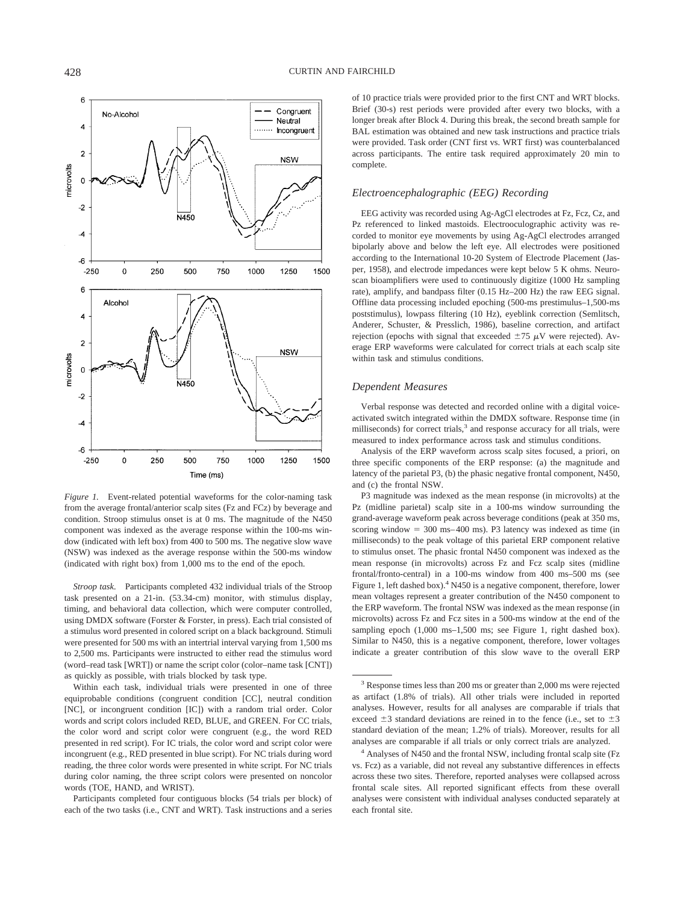*Figure 1.* Event-related potential waveforms for the color-naming task from the average frontal/anterior scalp sites (Fz and FCz) by beverage and condition. Stroop stimulus onset is at 0 ms. The magnitude of the N450 component was indexed as the average response within the 100-ms window (indicated with left box) from 400 to 500 ms. The negative slow wave (NSW) was indexed as the average response within the 500-ms window (indicated with right box) from 1,000 ms to the end of the epoch.

*Stroop task.* Participants completed 432 individual trials of the Stroop task presented on a 21-in. (53.34-cm) monitor, with stimulus display, timing, and behavioral data collection, which were computer controlled, using DMDX software (Forster & Forster, in press). Each trial consisted of a stimulus word presented in colored script on a black background. Stimuli were presented for 500 ms with an intertrial interval varying from 1,500 ms to 2,500 ms. Participants were instructed to either read the stimulus word (word–read task [WRT]) or name the script color (color–name task [CNT]) as quickly as possible, with trials blocked by task type.

Within each task, individual trials were presented in one of three equiprobable conditions (congruent condition [CC], neutral condition [NC], or incongruent condition [IC]) with a random trial order. Color words and script colors included RED, BLUE, and GREEN. For CC trials, the color word and script color were congruent (e.g., the word RED presented in red script). For IC trials, the color word and script color were incongruent (e.g., RED presented in blue script). For NC trials during word reading, the three color words were presented in white script. For NC trials during color naming, the three script colors were presented on noncolor words (TOE, HAND, and WRIST).

Participants completed four contiguous blocks (54 trials per block) of each of the two tasks (i.e., CNT and WRT). Task instructions and a series of 10 practice trials were provided prior to the first CNT and WRT blocks. Brief (30-s) rest periods were provided after every two blocks, with a longer break after Block 4. During this break, the second breath sample for BAL estimation was obtained and new task instructions and practice trials were provided. Task order (CNT first vs. WRT first) was counterbalanced across participants. The entire task required approximately 20 min to complete.

### *Electroencephalographic (EEG) Recording*

EEG activity was recorded using Ag-AgCl electrodes at Fz, Fcz, Cz, and Pz referenced to linked mastoids. Electrooculographic activity was recorded to monitor eye movements by using Ag-AgCl electrodes arranged bipolarly above and below the left eye. All electrodes were positioned according to the International 10-20 System of Electrode Placement (Jasper, 1958), and electrode impedances were kept below 5 K ohms. Neuroscan bioamplifiers were used to continuously digitize (1000 Hz sampling rate), amplify, and bandpass filter (0.15 Hz–200 Hz) the raw EEG signal. Offline data processing included epoching (500-ms prestimulus–1,500-ms poststimulus), lowpass filtering (10 Hz), eyeblink correction (Semlitsch, Anderer, Schuster, & Presslich, 1986), baseline correction, and artifact rejection (epochs with signal that exceeded $\pm 75$ $\mu$V were rejected). Average ERP waveforms were calculated for correct trials at each scalp site within task and stimulus conditions.

### *Dependent Measures*

Verbal response was detected and recorded online with a digital voice-activated switch integrated within the DMDX software. Response time (in milliseconds) for correct trials,[3] and response accuracy for all trials, were measured to index performance across task and stimulus conditions.

Analysis of the ERP waveform across scalp sites focused, a priori, on three specific components of the ERP response: (a) the magnitude and latency of the parietal P3, (b) the phasic negative frontal component, N450, and (c) the frontal NSW.

P3 magnitude was indexed as the mean response (in microvolts) at the Pz (midline parietal) scalp site in a 100-ms window surrounding the grand-average waveform peak across beverage conditions (peak at 350 ms, scoring window = 300 ms–400 ms). P3 latency was indexed as time (in milliseconds) to the peak voltage of this parietal ERP component relative to stimulus onset. The phasic frontal N450 component was indexed as the mean response (in microvolts) across Fz and Fcz scalp sites (midline frontal/fronto-central) in a 100-ms window from 400 ms–500 ms (see Figure 1, left dashed box).[4] N450 is a negative component, therefore, lower mean voltages represent a greater contribution of the N450 component to the ERP waveform. The frontal NSW was indexed as the mean response (in microvolts) across Fz and Fcz sites in a 500-ms window at the end of the sampling epoch (1,000 ms–1,500 ms; see Figure 1, right dashed box). Similar to N450, this is a negative component, therefore, lower voltages indicate a greater contribution of this slow wave to the overall ERP

---

[3] Response times less than 200 ms or greater than 2,000 ms were rejected as artifact (1.8% of trials). All other trials were included in reported analyses. However, results for all analyses are comparable if trials that exceed $\pm 3$ standard deviations are reined in to the fence (i.e., set to $\pm 3$ standard deviation of the mean; 1.2% of trials). Moreover, results for all analyses are comparable if all trials or only correct trials are analyzed.

[4] Analyses of N450 and the frontal NSW, including frontal scalp site (Fz vs. Fcz) as a variable, did not reveal any substantive differences in effects across these two sites. Therefore, reported analyses were collapsed across frontal scale sites. All reported significant effects from these overall analyses were consistent with individual analyses conducted separately at each frontal site.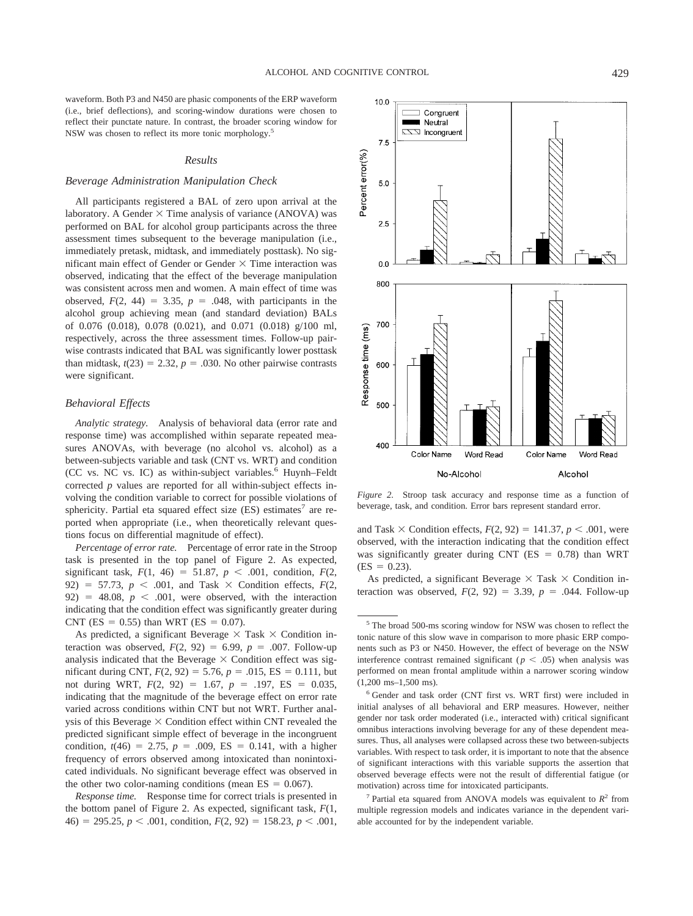waveform. Both P3 and N450 are phasic components of the ERP waveform (i.e., brief deflections), and scoring-window durations were chosen to reflect their punctate nature. In contrast, the broader scoring window for NSW was chosen to reflect its more tonic morphology.[5]

## Results

### Beverage Administration Manipulation Check

All participants registered a BAL of zero upon arrival at the laboratory. A Gender × Time analysis of variance (ANOVA) was performed on BAL for alcohol group participants across the three assessment times subsequent to the beverage manipulation (i.e., immediately pretask, midtask, and immediately posttask). No significant main effect of Gender or Gender × Time interaction was observed, indicating that the effect of the beverage manipulation was consistent across men and women. A main effect of time was observed, $F(2, 44) = 3.35$, $p = .048$, with participants in the alcohol group achieving mean (and standard deviation) BALs of 0.076 (0.018), 0.078 (0.021), and 0.071 (0.018) g/100 ml, respectively, across the three assessment times. Follow-up pairwise contrasts indicated that BAL was significantly lower posttask than midtask, $t(23) = 2.32$, $p = .030$. No other pairwise contrasts were significant.

### Behavioral Effects

*Analytic strategy.* Analysis of behavioral data (error rate and response time) was accomplished within separate repeated measures ANOVAs, with beverage (no alcohol vs. alcohol) as a between-subjects variable and task (CNT vs. WRT) and condition (CC vs. NC vs. IC) as within-subject variables.[6] Huynh–Feldt corrected $p$ values are reported for all within-subject effects involving the condition variable to correct for possible violations of sphericity. Partial eta squared effect size (ES) estimates[7] are reported when appropriate (i.e., when theoretically relevant questions focus on differential magnitude of effect).

*Percentage of error rate.* Percentage of error rate in the Stroop task is presented in the top panel of Figure 2. As expected, significant task, $F(1, 46) = 51.87$, $p < .001$, condition, $F(2, 92) = 57.73$, $p < .001$, and Task × Condition effects, $F(2, 92) = 48.08$, $p < .001$, were observed, with the interaction indicating that the condition effect was significantly greater during CNT (ES = 0.55) than WRT (ES = 0.07).

As predicted, a significant Beverage × Task × Condition interaction was observed, $F(2, 92) = 6.99$, $p = .007$. Follow-up analysis indicated that the Beverage × Condition effect was significant during CNT, $F(2, 92) = 5.76$, $p = .015$, ES = 0.111, but not during WRT, $F(2, 92) = 1.67$, $p = .197$, ES = 0.035, indicating that the magnitude of the beverage effect on error rate varied across conditions within CNT but not WRT. Further analysis of this Beverage × Condition effect within CNT revealed the predicted significant simple effect of beverage in the incongruent condition, $t(46) = 2.75$, $p = .009$, ES = 0.141, with a higher frequency of errors observed among intoxicated than nonintoxicated individuals. No significant beverage effect was observed in the other two color-naming conditions (mean ES = 0.067).

*Response time.* Response time for correct trials is presented in the bottom panel of Figure 2. As expected, significant task, $F(1, 46) = 295.25$, $p < .001$, condition, $F(2, 92) = 158.23$, $p < .001$, and Task × Condition effects, $F(2, 92) = 141.37$, $p < .001$, were observed, with the interaction indicating that the condition effect was significantly greater during CNT (ES = 0.78) than WRT (ES = 0.23).

As predicted, a significant Beverage × Task × Condition interaction was observed, $F(2, 92) = 3.39$, $p = .044$. Follow-up

*Figure 2.* Stroop task accuracy and response time as a function of beverage, task, and condition. Error bars represent standard error.

[5] The broad 500-ms scoring window for NSW was chosen to reflect the tonic nature of this slow wave in comparison to more phasic ERP components such as P3 or N450. However, the effect of beverage on the NSW interference contrast remained significant ($p < .05$) when analysis was performed on mean frontal amplitude within a narrower scoring window (1,200 ms–1,500 ms).

[6] Gender and task order (CNT first vs. WRT first) were included in initial analyses of all behavioral and ERP measures. However, neither gender nor task order moderated (i.e., interacted with) critical significant omnibus interactions involving beverage for any of these dependent measures. Thus, all analyses were collapsed across these two between-subjects variables. With respect to task order, it is important to note that the absence of significant interactions with this variable supports the assertion that observed beverage effects were not the result of differential fatigue (or motivation) across time for intoxicated participants.

[7] Partial eta squared from ANOVA models was equivalent to $R^2$ from multiple regression models and indicates variance in the dependent variable accounted for by the independent variable.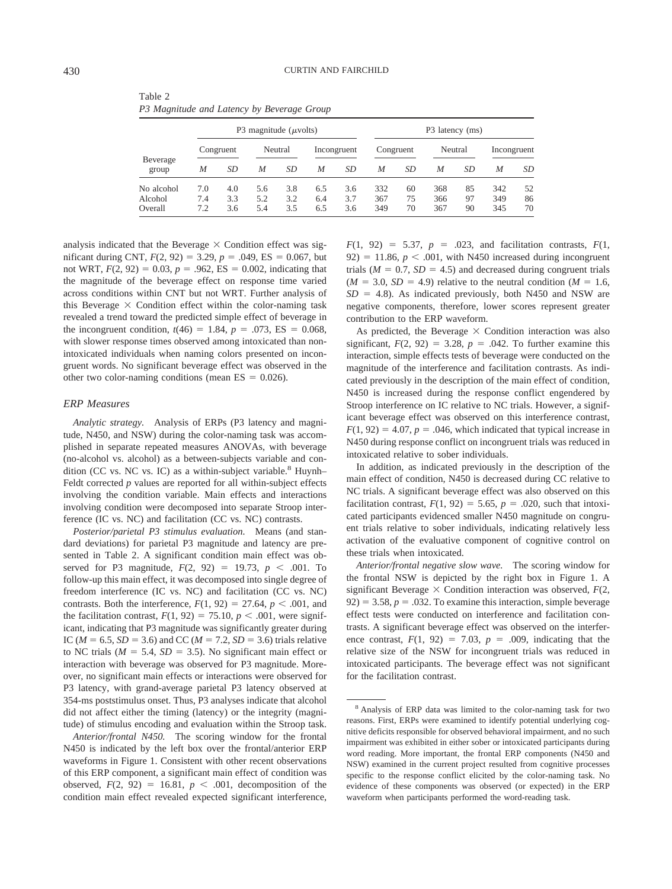Table 2
*P3 Magnitude and Latency by Beverage Group*

| Beverage group | P3 magnitude (μvolts) | | | | | | P3 latency (ms) | | | | | |
|---|---|---|---|---|---|---|---|---|---|---|---|---|
| | Congruent | | Neutral | | Incongruent | | Congruent | | Neutral | | Incongruent | |
| | *M* | *SD* | *M* | *SD* | *M* | *SD* | *M* | *SD* | *M* | *SD* | *M* | *SD* |
| No alcohol | 7.0 | 4.0 | 5.6 | 3.8 | 6.5 | 3.6 | 332 | 60 | 368 | 85 | 342 | 52 |
| Alcohol | 7.4 | 3.3 | 5.2 | 3.2 | 6.4 | 3.7 | 367 | 75 | 366 | 97 | 349 | 86 |
| Overall | 7.2 | 3.6 | 5.4 | 3.5 | 6.5 | 3.6 | 349 | 70 | 367 | 90 | 345 | 70 |

analysis indicated that the Beverage × Condition effect was significant during CNT, $F(2, 92) = 3.29$, $p = .049$, ES = 0.067, but not WRT, $F(2, 92) = 0.03$, $p = .962$, ES = 0.002, indicating that the magnitude of the beverage effect on response time varied across conditions within CNT but not WRT. Further analysis of this Beverage × Condition effect within the color-naming task revealed a trend toward the predicted simple effect of beverage in the incongruent condition, $t(46) = 1.84$, $p = .073$, ES = 0.068, with slower response times observed among intoxicated than nonintoxicated individuals when naming colors presented on incongruent words. No significant beverage effect was observed in the other two color-naming conditions (mean ES = 0.026).

### *ERP Measures*

*Analytic strategy.* Analysis of ERPs (P3 latency and magnitude, N450, and NSW) during the color-naming task was accomplished in separate repeated measures ANOVAs, with beverage (no-alcohol vs. alcohol) as a between-subjects variable and condition (CC vs. NC vs. IC) as a within-subject variable.[8] Huynh–Feldt corrected $p$ values are reported for all within-subject effects involving the condition variable. Main effects and interactions involving condition were decomposed into separate Stroop interference (IC vs. NC) and facilitation (CC vs. NC) contrasts.

*Posterior/parietal P3 stimulus evaluation.* Means (and standard deviations) for parietal P3 magnitude and latency are presented in Table 2. A significant condition main effect was observed for P3 magnitude, $F(2, 92) = 19.73$, $p < .001$. To follow-up this main effect, it was decomposed into single degree of freedom interference (IC vs. NC) and facilitation (CC vs. NC) contrasts. Both the interference, $F(1, 92) = 27.64$, $p < .001$, and the facilitation contrast, $F(1, 92) = 75.10$, $p < .001$, were significant, indicating that P3 magnitude was significantly greater during IC ($M = 6.5$, $SD = 3.6$) and CC ($M = 7.2$, $SD = 3.6$) trials relative to NC trials ($M = 5.4$, $SD = 3.5$). No significant main effect or interaction with beverage was observed for P3 magnitude. Moreover, no significant main effects or interactions were observed for P3 latency, with grand-average parietal P3 latency observed at 354-ms poststimulus onset. Thus, P3 analyses indicate that alcohol did not affect either the timing (latency) or the integrity (magnitude) of stimulus encoding and evaluation within the Stroop task.

*Anterior/frontal N450.* The scoring window for the frontal N450 is indicated by the left box over the frontal/anterior ERP waveforms in Figure 1. Consistent with other recent observations of this ERP component, a significant main effect of condition was observed, $F(2, 92) = 16.81$, $p < .001$, decomposition of the condition main effect revealed expected significant interference, $F(1, 92) = 5.37$, $p = .023$, and facilitation contrasts, $F(1, 92) = 11.86$, $p < .001$, with N450 increased during incongruent trials ($M = 0.7$, $SD = 4.5$) and decreased during congruent trials ($M = 3.0$, $SD = 4.9$) relative to the neutral condition ($M = 1.6$, $SD = 4.8$). As indicated previously, both N450 and NSW are negative components, therefore, lower scores represent greater contribution to the ERP waveform.

As predicted, the Beverage × Condition interaction was also significant, $F(2, 92) = 3.28$, $p = .042$. To further examine this interaction, simple effects tests of beverage were conducted on the magnitude of the interference and facilitation contrasts. As indicated previously in the description of the main effect of condition, N450 is increased during the response conflict engendered by Stroop interference on IC relative to NC trials. However, a significant beverage effect was observed on this interference contrast, $F(1, 92) = 4.07$, $p = .046$, which indicated that typical increase in N450 during response conflict on incongruent trials was reduced in intoxicated relative to sober individuals.

In addition, as indicated previously in the description of the main effect of condition, N450 is decreased during CC relative to NC trials. A significant beverage effect was also observed on this facilitation contrast, $F(1, 92) = 5.65$, $p = .020$, such that intoxicated participants evidenced smaller N450 magnitude on congruent trials relative to sober individuals, indicating relatively less activation of the evaluative component of cognitive control on these trials when intoxicated.

*Anterior/frontal negative slow wave.* The scoring window for the frontal NSW is depicted by the right box in Figure 1. A significant Beverage × Condition interaction was observed, $F(2, 92) = 3.58$, $p = .032$. To examine this interaction, simple beverage effect tests were conducted on interference and facilitation contrasts. A significant beverage effect was observed on the interference contrast, $F(1, 92) = 7.03$, $p = .009$, indicating that the relative size of the NSW for incongruent trials was reduced in intoxicated participants. The beverage effect was not significant for the facilitation contrast.

[8] Analysis of ERP data was limited to the color-naming task for two reasons. First, ERPs were examined to identify potential underlying cognitive deficits responsible for observed behavioral impairment, and no such impairment was exhibited in either sober or intoxicated participants during word reading. More important, the frontal ERP components (N450 and NSW) examined in the current project resulted from cognitive processes specific to the response conflict elicited by the color-naming task. No evidence of these components was observed (or expected) in the ERP waveform when participants performed the word-reading task.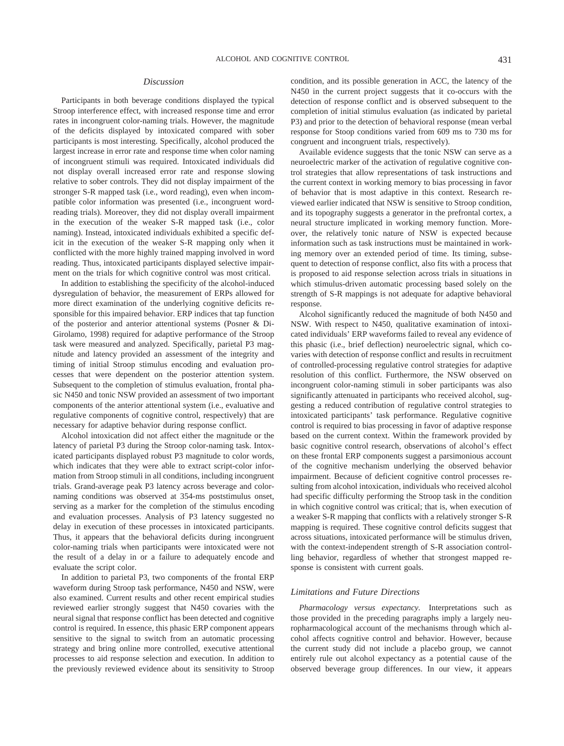## Discussion

Participants in both beverage conditions displayed the typical Stroop interference effect, with increased response time and error rates in incongruent color-naming trials. However, the magnitude of the deficits displayed by intoxicated compared with sober participants is most interesting. Specifically, alcohol produced the largest increase in error rate and response time when color naming of incongruent stimuli was required. Intoxicated individuals did not display overall increased error rate and response slowing relative to sober controls. They did not display impairment of the stronger S-R mapped task (i.e., word reading), even when incompatible color information was presented (i.e., incongruent word-reading trials). Moreover, they did not display overall impairment in the execution of the weaker S-R mapped task (i.e., color naming). Instead, intoxicated individuals exhibited a specific deficit in the execution of the weaker S-R mapping only when it conflicted with the more highly trained mapping involved in word reading. Thus, intoxicated participants displayed selective impairment on the trials for which cognitive control was most critical.

In addition to establishing the specificity of the alcohol-induced dysregulation of behavior, the measurement of ERPs allowed for more direct examination of the underlying cognitive deficits responsible for this impaired behavior. ERP indices that tap function of the posterior and anterior attentional systems (Posner & DiGirolamo, 1998) required for adaptive performance of the Stroop task were measured and analyzed. Specifically, parietal P3 magnitude and latency provided an assessment of the integrity and timing of initial Stroop stimulus encoding and evaluation processes that were dependent on the posterior attention system. Subsequent to the completion of stimulus evaluation, frontal phasic N450 and tonic NSW provided an assessment of two important components of the anterior attentional system (i.e., evaluative and regulative components of cognitive control, respectively) that are necessary for adaptive behavior during response conflict.

Alcohol intoxication did not affect either the magnitude or the latency of parietal P3 during the Stroop color-naming task. Intoxicated participants displayed robust P3 magnitude to color words, which indicates that they were able to extract script-color information from Stroop stimuli in all conditions, including incongruent trials. Grand-average peak P3 latency across beverage and color-naming conditions was observed at 354-ms poststimulus onset, serving as a marker for the completion of the stimulus encoding and evaluation processes. Analysis of P3 latency suggested no delay in execution of these processes in intoxicated participants. Thus, it appears that the behavioral deficits during incongruent color-naming trials when participants were intoxicated were not the result of a delay in or a failure to adequately encode and evaluate the script color.

In addition to parietal P3, two components of the frontal ERP waveform during Stroop task performance, N450 and NSW, were also examined. Current results and other recent empirical studies reviewed earlier strongly suggest that N450 covaries with the neural signal that response conflict has been detected and cognitive control is required. In essence, this phasic ERP component appears sensitive to the signal to switch from an automatic processing strategy and bring online more controlled, executive attentional processes to aid response selection and execution. In addition to the previously reviewed evidence about its sensitivity to Stroop condition, and its possible generation in ACC, the latency of the N450 in the current project suggests that it co-occurs with the detection of response conflict and is observed subsequent to the completion of initial stimulus evaluation (as indicated by parietal P3) and prior to the detection of behavioral response (mean verbal response for Stoop conditions varied from 609 ms to 730 ms for congruent and incongruent trials, respectively).

Available evidence suggests that the tonic NSW can serve as a neuroelectric marker of the activation of regulative cognitive control strategies that allow representations of task instructions and the current context in working memory to bias processing in favor of behavior that is most adaptive in this context. Research reviewed earlier indicated that NSW is sensitive to Stroop condition, and its topography suggests a generator in the prefrontal cortex, a neural structure implicated in working memory function. Moreover, the relatively tonic nature of NSW is expected because information such as task instructions must be maintained in working memory over an extended period of time. Its timing, subsequent to detection of response conflict, also fits with a process that is proposed to aid response selection across trials in situations in which stimulus-driven automatic processing based solely on the strength of S-R mappings is not adequate for adaptive behavioral response.

Alcohol significantly reduced the magnitude of both N450 and NSW. With respect to N450, qualitative examination of intoxicated individuals' ERP waveforms failed to reveal any evidence of this phasic (i.e., brief deflection) neuroelectric signal, which covaries with detection of response conflict and results in recruitment of controlled-processing regulative control strategies for adaptive resolution of this conflict. Furthermore, the NSW observed on incongruent color-naming stimuli in sober participants was also significantly attenuated in participants who received alcohol, suggesting a reduced contribution of regulative control strategies to intoxicated participants' task performance. Regulative cognitive control is required to bias processing in favor of adaptive response based on the current context. Within the framework provided by basic cognitive control research, observations of alcohol's effect on these frontal ERP components suggest a parsimonious account of the cognitive mechanism underlying the observed behavior impairment. Because of deficient cognitive control processes resulting from alcohol intoxication, individuals who received alcohol had specific difficulty performing the Stroop task in the condition in which cognitive control was critical; that is, when execution of a weaker S-R mapping that conflicts with a relatively stronger S-R mapping is required. These cognitive control deficits suggest that across situations, intoxicated performance will be stimulus driven, with the context-independent strength of S-R association controlling behavior, regardless of whether that strongest mapped response is consistent with current goals.

### Limitations and Future Directions

*Pharmacology versus expectancy.* Interpretations such as those provided in the preceding paragraphs imply a largely neuropharmacological account of the mechanisms through which alcohol affects cognitive control and behavior. However, because the current study did not include a placebo group, we cannot entirely rule out alcohol expectancy as a potential cause of the observed beverage group differences. In our view, it appears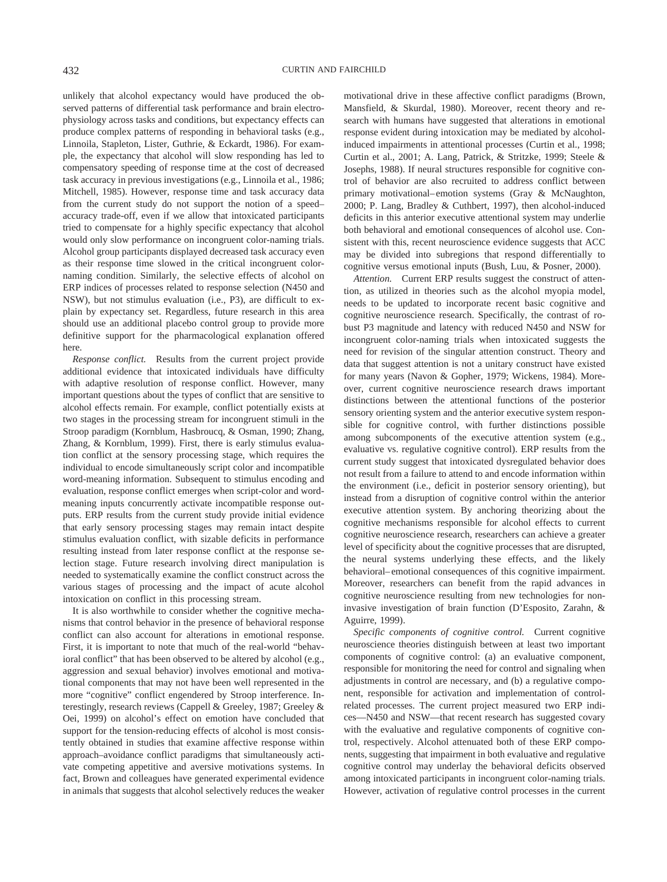unlikely that alcohol expectancy would have produced the observed patterns of differential task performance and brain electrophysiology across tasks and conditions, but expectancy effects can produce complex patterns of responding in behavioral tasks (e.g., Linnoila, Stapleton, Lister, Guthrie, & Eckardt, 1986). For example, the expectancy that alcohol will slow responding has led to compensatory speeding of response time at the cost of decreased task accuracy in previous investigations (e.g., Linnoila et al., 1986; Mitchell, 1985). However, response time and task accuracy data from the current study do not support the notion of a speed–accuracy trade-off, even if we allow that intoxicated participants tried to compensate for a highly specific expectancy that alcohol would only slow performance on incongruent color-naming trials. Alcohol group participants displayed decreased task accuracy even as their response time slowed in the critical incongruent color-naming condition. Similarly, the selective effects of alcohol on ERP indices of processes related to response selection (N450 and NSW), but not stimulus evaluation (i.e., P3), are difficult to explain by expectancy set. Regardless, future research in this area should use an additional placebo control group to provide more definitive support for the pharmacological explanation offered here.

*Response conflict.* Results from the current project provide additional evidence that intoxicated individuals have difficulty with adaptive resolution of response conflict. However, many important questions about the types of conflict that are sensitive to alcohol effects remain. For example, conflict potentially exists at two stages in the processing stream for incongruent stimuli in the Stroop paradigm (Kornblum, Hasbroucq, & Osman, 1990; Zhang, Zhang, & Kornblum, 1999). First, there is early stimulus evaluation conflict at the sensory processing stage, which requires the individual to encode simultaneously script color and incompatible word-meaning information. Subsequent to stimulus encoding and evaluation, response conflict emerges when script-color and word-meaning inputs concurrently activate incompatible response outputs. ERP results from the current study provide initial evidence that early sensory processing stages may remain intact despite stimulus evaluation conflict, with sizable deficits in performance resulting instead from later response conflict at the response selection stage. Future research involving direct manipulation is needed to systematically examine the conflict construct across the various stages of processing and the impact of acute alcohol intoxication on conflict in this processing stream.

It is also worthwhile to consider whether the cognitive mechanisms that control behavior in the presence of behavioral response conflict can also account for alterations in emotional response. First, it is important to note that much of the real-world "behavioral conflict" that has been observed to be altered by alcohol (e.g., aggression and sexual behavior) involves emotional and motivational components that may not have been well represented in the more "cognitive" conflict engendered by Stroop interference. Interestingly, research reviews (Cappell & Greeley, 1987; Greeley & Oei, 1999) on alcohol's effect on emotion have concluded that support for the tension-reducing effects of alcohol is most consistently obtained in studies that examine affective response within approach–avoidance conflict paradigms that simultaneously activate competing appetitive and aversive motivations systems. In fact, Brown and colleagues have generated experimental evidence in animals that suggests that alcohol selectively reduces the weaker motivational drive in these affective conflict paradigms (Brown, Mansfield, & Skurdal, 1980). Moreover, recent theory and research with humans have suggested that alterations in emotional response evident during intoxication may be mediated by alcohol-induced impairments in attentional processes (Curtin et al., 1998; Curtin et al., 2001; A. Lang, Patrick, & Stritzke, 1999; Steele & Josephs, 1988). If neural structures responsible for cognitive control of behavior are also recruited to address conflict between primary motivational–emotion systems (Gray & McNaughton, 2000; P. Lang, Bradley & Cuthbert, 1997), then alcohol-induced deficits in this anterior executive attentional system may underlie both behavioral and emotional consequences of alcohol use. Consistent with this, recent neuroscience evidence suggests that ACC may be divided into subregions that respond differentially to cognitive versus emotional inputs (Bush, Luu, & Posner, 2000).

*Attention.* Current ERP results suggest the construct of attention, as utilized in theories such as the alcohol myopia model, needs to be updated to incorporate recent basic cognitive and cognitive neuroscience research. Specifically, the contrast of robust P3 magnitude and latency with reduced N450 and NSW for incongruent color-naming trials when intoxicated suggests the need for revision of the singular attention construct. Theory and data that suggest attention is not a unitary construct have existed for many years (Navon & Gopher, 1979; Wickens, 1984). Moreover, current cognitive neuroscience research draws important distinctions between the attentional functions of the posterior sensory orienting system and the anterior executive system responsible for cognitive control, with further distinctions possible among subcomponents of the executive attention system (e.g., evaluative vs. regulative cognitive control). ERP results from the current study suggest that intoxicated dysregulated behavior does not result from a failure to attend to and encode information within the environment (i.e., deficit in posterior sensory orienting), but instead from a disruption of cognitive control within the anterior executive attention system. By anchoring theorizing about the cognitive mechanisms responsible for alcohol effects to current cognitive neuroscience research, researchers can achieve a greater level of specificity about the cognitive processes that are disrupted, the neural systems underlying these effects, and the likely behavioral–emotional consequences of this cognitive impairment. Moreover, researchers can benefit from the rapid advances in cognitive neuroscience resulting from new technologies for non-invasive investigation of brain function (D'Esposito, Zarahn, & Aguirre, 1999).

*Specific components of cognitive control.* Current cognitive neuroscience theories distinguish between at least two important components of cognitive control: (a) an evaluative component, responsible for monitoring the need for control and signaling when adjustments in control are necessary, and (b) a regulative component, responsible for activation and implementation of control-related processes. The current project measured two ERP indices—N450 and NSW—that recent research has suggested covary with the evaluative and regulative components of cognitive control, respectively. Alcohol attenuated both of these ERP components, suggesting that impairment in both evaluative and regulative cognitive control may underlay the behavioral deficits observed among intoxicated participants in incongruent color-naming trials. However, activation of regulative control processes in the current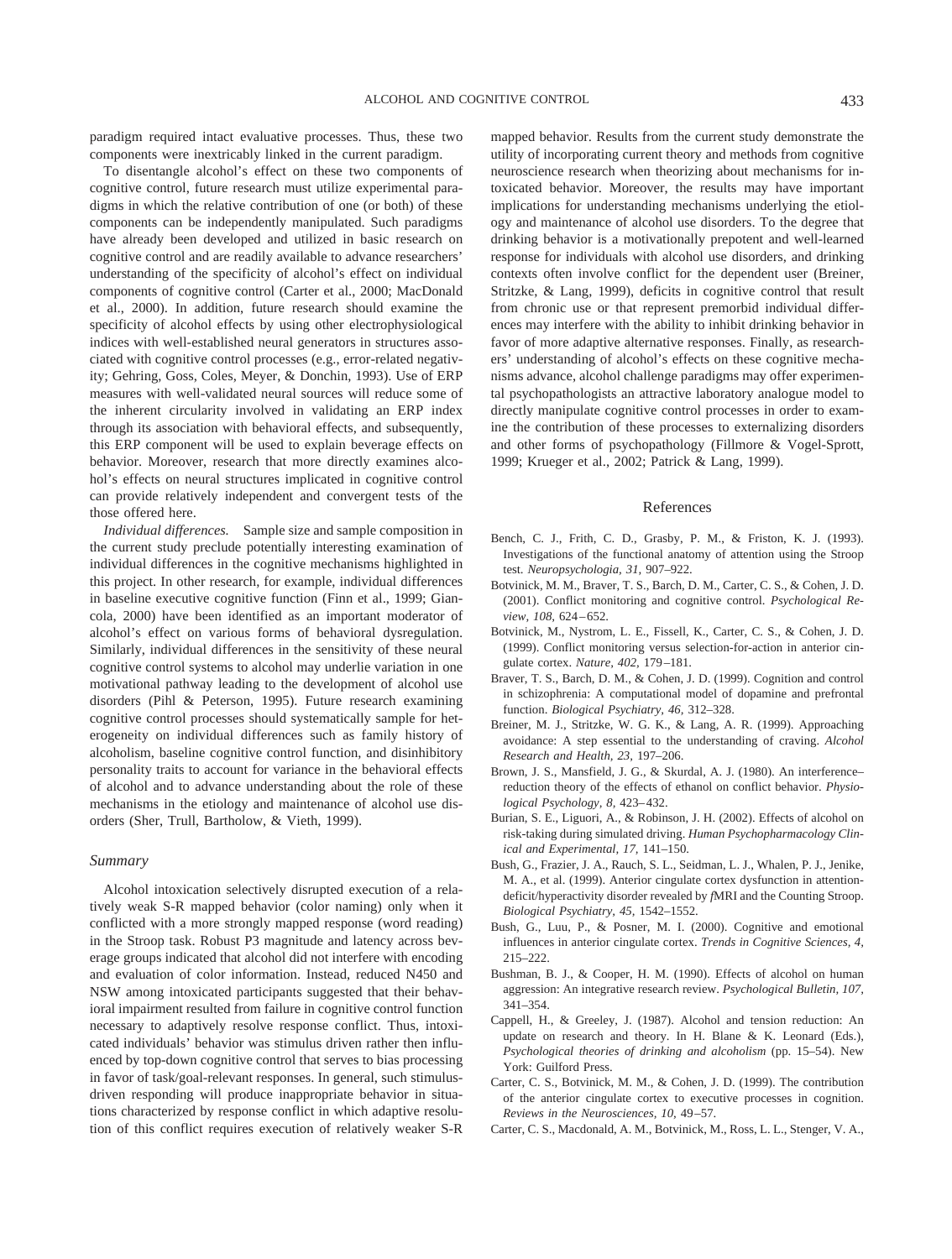paradigm required intact evaluative processes. Thus, these two components were inextricably linked in the current paradigm.

To disentangle alcohol's effect on these two components of cognitive control, future research must utilize experimental paradigms in which the relative contribution of one (or both) of these components can be independently manipulated. Such paradigms have already been developed and utilized in basic research on cognitive control and are readily available to advance researchers' understanding of the specificity of alcohol's effect on individual components of cognitive control (Carter et al., 2000; MacDonald et al., 2000). In addition, future research should examine the specificity of alcohol effects by using other electrophysiological indices with well-established neural generators in structures associated with cognitive control processes (e.g., error-related negativity; Gehring, Goss, Coles, Meyer, & Donchin, 1993). Use of ERP measures with well-validated neural sources will reduce some of the inherent circularity involved in validating an ERP index through its association with behavioral effects, and subsequently, this ERP component will be used to explain beverage effects on behavior. Moreover, research that more directly examines alcohol's effects on neural structures implicated in cognitive control can provide relatively independent and convergent tests of the those offered here.

*Individual differences.* Sample size and sample composition in the current study preclude potentially interesting examination of individual differences in the cognitive mechanisms highlighted in this project. In other research, for example, individual differences in baseline executive cognitive function (Finn et al., 1999; Giancola, 2000) have been identified as an important moderator of alcohol's effect on various forms of behavioral dysregulation. Similarly, individual differences in the sensitivity of these neural cognitive control systems to alcohol may underlie variation in one motivational pathway leading to the development of alcohol use disorders (Pihl & Peterson, 1995). Future research examining cognitive control processes should systematically sample for heterogeneity on individual differences such as family history of alcoholism, baseline cognitive control function, and disinhibitory personality traits to account for variance in the behavioral effects of alcohol and to advance understanding about the role of these mechanisms in the etiology and maintenance of alcohol use disorders (Sher, Trull, Bartholow, & Vieth, 1999).

### Summary

Alcohol intoxication selectively disrupted execution of a relatively weak S-R mapped behavior (color naming) only when it conflicted with a more strongly mapped response (word reading) in the Stroop task. Robust P3 magnitude and latency across beverage groups indicated that alcohol did not interfere with encoding and evaluation of color information. Instead, reduced N450 and NSW among intoxicated participants suggested that their behavioral impairment resulted from failure in cognitive control function necessary to adaptively resolve response conflict. Thus, intoxicated individuals' behavior was stimulus driven rather then influenced by top-down cognitive control that serves to bias processing in favor of task/goal-relevant responses. In general, such stimulus-driven responding will produce inappropriate behavior in situations characterized by response conflict in which adaptive resolution of this conflict requires execution of relatively weaker S-R mapped behavior. Results from the current study demonstrate the utility of incorporating current theory and methods from cognitive neuroscience research when theorizing about mechanisms for intoxicated behavior. Moreover, the results may have important implications for understanding mechanisms underlying the etiology and maintenance of alcohol use disorders. To the degree that drinking behavior is a motivationally prepotent and well-learned response for individuals with alcohol use disorders, and drinking contexts often involve conflict for the dependent user (Breiner, Stritzke, & Lang, 1999), deficits in cognitive control that result from chronic use or that represent premorbid individual differences may interfere with the ability to inhibit drinking behavior in favor of more adaptive alternative responses. Finally, as researchers' understanding of alcohol's effects on these cognitive mechanisms advance, alcohol challenge paradigms may offer experimental psychopathologists an attractive laboratory analogue model to directly manipulate cognitive control processes in order to examine the contribution of these processes to externalizing disorders and other forms of psychopathology (Fillmore & Vogel-Sprott, 1999; Krueger et al., 2002; Patrick & Lang, 1999).

## References

Bench, C. J., Frith, C. D., Grasby, P. M., & Friston, K. J. (1993). Investigations of the functional anatomy of attention using the Stroop test. *Neuropsychologia, 31,* 907–922.

Botvinick, M. M., Braver, T. S., Barch, D. M., Carter, C. S., & Cohen, J. D. (2001). Conflict monitoring and cognitive control. *Psychological Review, 108,* 624–652.

Botvinick, M., Nystrom, L. E., Fissell, K., Carter, C. S., & Cohen, J. D. (1999). Conflict monitoring versus selection-for-action in anterior cingulate cortex. *Nature, 402,* 179–181.

Braver, T. S., Barch, D. M., & Cohen, J. D. (1999). Cognition and control in schizophrenia: A computational model of dopamine and prefrontal function. *Biological Psychiatry, 46,* 312–328.

Breiner, M. J., Stritzke, W. G. K., & Lang, A. R. (1999). Approaching avoidance: A step essential to the understanding of craving. *Alcohol Research and Health, 23,* 197–206.

Brown, J. S., Mansfield, J. G., & Skurdal, A. J. (1980). An interference–reduction theory of the effects of ethanol on conflict behavior. *Physiological Psychology, 8,* 423–432.

Burian, S. E., Liguori, A., & Robinson, J. H. (2002). Effects of alcohol on risk-taking during simulated driving. *Human Psychopharmacology Clinical and Experimental, 17,* 141–150.

Bush, G., Frazier, J. A., Rauch, S. L., Seidman, L. J., Whalen, P. J., Jenike, M. A., et al. (1999). Anterior cingulate cortex dysfunction in attention-deficit/hyperactivity disorder revealed by *f*MRI and the Counting Stroop. *Biological Psychiatry, 45,* 1542–1552.

Bush, G., Luu, P., & Posner, M. I. (2000). Cognitive and emotional influences in anterior cingulate cortex. *Trends in Cognitive Sciences, 4,* 215–222.

Bushman, B. J., & Cooper, H. M. (1990). Effects of alcohol on human aggression: An integrative research review. *Psychological Bulletin, 107,* 341–354.

Cappell, H., & Greeley, J. (1987). Alcohol and tension reduction: An update on research and theory. In H. Blane & K. Leonard (Eds.), *Psychological theories of drinking and alcoholism* (pp. 15–54). New York: Guilford Press.

Carter, C. S., Botvinick, M. M., & Cohen, J. D. (1999). The contribution of the anterior cingulate cortex to executive processes in cognition. *Reviews in the Neurosciences, 10,* 49–57.

Carter, C. S., Macdonald, A. M., Botvinick, M., Ross, L. L., Stenger, V. A.,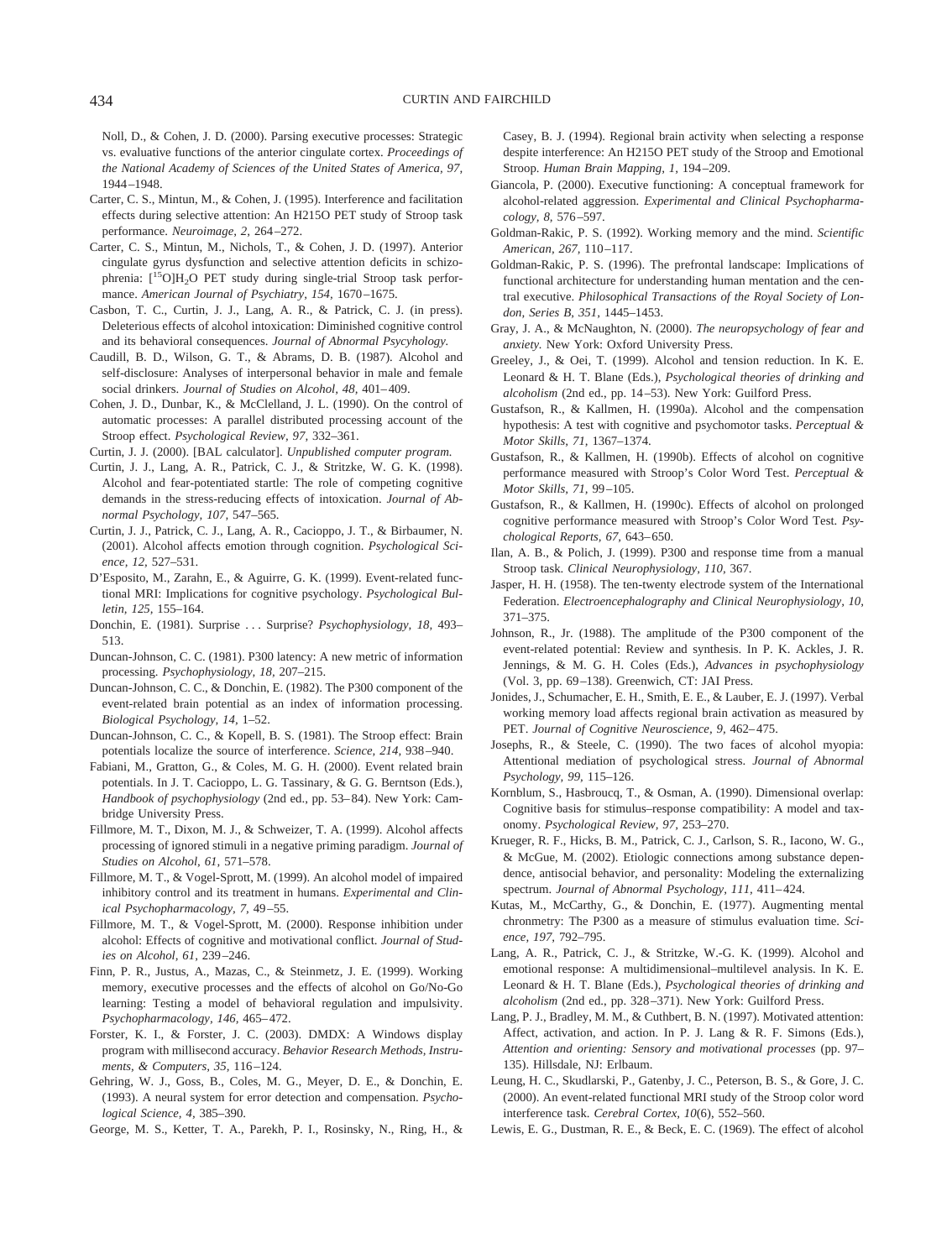Noll, D., & Cohen, J. D. (2000). Parsing executive processes: Strategic vs. evaluative functions of the anterior cingulate cortex. *Proceedings of the National Academy of Sciences of the United States of America, 97,* 1944–1948.

Carter, C. S., Mintun, M., & Cohen, J. (1995). Interference and facilitation effects during selective attention: An H215O PET study of Stroop task performance. *Neuroimage, 2,* 264–272.

Carter, C. S., Mintun, M., Nichols, T., & Cohen, J. D. (1997). Anterior cingulate gyrus dysfunction and selective attention deficits in schizophrenia: $[^{15}O]H_2O$ PET study during single-trial Stroop task performance. *American Journal of Psychiatry, 154,* 1670–1675.

Casbon, T. C., Curtin, J. J., Lang, A. R., & Patrick, C. J. (in press). Deleterious effects of alcohol intoxication: Diminished cognitive control and its behavioral consequences. *Journal of Abnormal Psycyhology.*

Caudill, B. D., Wilson, G. T., & Abrams, D. B. (1987). Alcohol and self-disclosure: Analyses of interpersonal behavior in male and female social drinkers. *Journal of Studies on Alcohol, 48,* 401–409.

Cohen, J. D., Dunbar, K., & McClelland, J. L. (1990). On the control of automatic processes: A parallel distributed processing account of the Stroop effect. *Psychological Review, 97,* 332–361.

Curtin, J. J. (2000). [BAL calculator]. *Unpublished computer program.*

Curtin, J. J., Lang, A. R., Patrick, C. J., & Stritzke, W. G. K. (1998). Alcohol and fear-potentiated startle: The role of competing cognitive demands in the stress-reducing effects of intoxication. *Journal of Abnormal Psychology, 107,* 547–565.

Curtin, J. J., Patrick, C. J., Lang, A. R., Cacioppo, J. T., & Birbaumer, N. (2001). Alcohol affects emotion through cognition. *Psychological Science, 12,* 527–531.

D'Esposito, M., Zarahn, E., & Aguirre, G. K. (1999). Event-related functional MRI: Implications for cognitive psychology. *Psychological Bulletin, 125,* 155–164.

Donchin, E. (1981). Surprise . . . Surprise? *Psychophysiology, 18,* 493–513.

Duncan-Johnson, C. C. (1981). P300 latency: A new metric of information processing. *Psychophysiology, 18,* 207–215.

Duncan-Johnson, C. C., & Donchin, E. (1982). The P300 component of the event-related brain potential as an index of information processing. *Biological Psychology, 14,* 1–52.

Duncan-Johnson, C. C., & Kopell, B. S. (1981). The Stroop effect: Brain potentials localize the source of interference. *Science, 214,* 938–940.

Fabiani, M., Gratton, G., & Coles, M. G. H. (2000). Event related brain potentials. In J. T. Cacioppo, L. G. Tassinary, & G. G. Berntson (Eds.), *Handbook of psychophysiology* (2nd ed., pp. 53–84). New York: Cambridge University Press.

Fillmore, M. T., Dixon, M. J., & Schweizer, T. A. (1999). Alcohol affects processing of ignored stimuli in a negative priming paradigm. *Journal of Studies on Alcohol, 61,* 571–578.

Fillmore, M. T., & Vogel-Sprott, M. (1999). An alcohol model of impaired inhibitory control and its treatment in humans. *Experimental and Clinical Psychopharmacology, 7,* 49–55.

Fillmore, M. T., & Vogel-Sprott, M. (2000). Response inhibition under alcohol: Effects of cognitive and motivational conflict. *Journal of Studies on Alcohol, 61,* 239–246.

Finn, P. R., Justus, A., Mazas, C., & Steinmetz, J. E. (1999). Working memory, executive processes and the effects of alcohol on Go/No-Go learning: Testing a model of behavioral regulation and impulsivity. *Psychopharmacology, 146,* 465–472.

Forster, K. I., & Forster, J. C. (2003). DMDX: A Windows display program with millisecond accuracy. *Behavior Research Methods, Instruments, & Computers, 35,* 116–124.

Gehring, W. J., Goss, B., Coles, M. G., Meyer, D. E., & Donchin, E. (1993). A neural system for error detection and compensation. *Psychological Science, 4,* 385–390.

George, M. S., Ketter, T. A., Parekh, P. I., Rosinsky, N., Ring, H., & Casey, B. J. (1994). Regional brain activity when selecting a response despite interference: An H215O PET study of the Stroop and Emotional Stroop. *Human Brain Mapping, 1,* 194–209.

Giancola, P. (2000). Executive functioning: A conceptual framework for alcohol-related aggression. *Experimental and Clinical Psychopharmacology, 8,* 576–597.

Goldman-Rakic, P. S. (1992). Working memory and the mind. *Scientific American, 267,* 110–117.

Goldman-Rakic, P. S. (1996). The prefrontal landscape: Implications of functional architecture for understanding human mentation and the central executive. *Philosophical Transactions of the Royal Society of London, Series B, 351,* 1445–1453.

Gray, J. A., & McNaughton, N. (2000). *The neuropsychology of fear and anxiety.* New York: Oxford University Press.

Greeley, J., & Oei, T. (1999). Alcohol and tension reduction. In K. E. Leonard & H. T. Blane (Eds.), *Psychological theories of drinking and alcoholism* (2nd ed., pp. 14–53). New York: Guilford Press.

Gustafson, R., & Kallmen, H. (1990a). Alcohol and the compensation hypothesis: A test with cognitive and psychomotor tasks. *Perceptual & Motor Skills, 71,* 1367–1374.

Gustafson, R., & Kallmen, H. (1990b). Effects of alcohol on cognitive performance measured with Stroop's Color Word Test. *Perceptual & Motor Skills, 71,* 99–105.

Gustafson, R., & Kallmen, H. (1990c). Effects of alcohol on prolonged cognitive performance measured with Stroop's Color Word Test. *Psychological Reports, 67,* 643–650.

Ilan, A. B., & Polich, J. (1999). P300 and response time from a manual Stroop task. *Clinical Neurophysiology, 110,* 367.

Jasper, H. H. (1958). The ten-twenty electrode system of the International Federation. *Electroencephalography and Clinical Neurophysiology, 10,* 371–375.

Johnson, R., Jr. (1988). The amplitude of the P300 component of the event-related potential: Review and synthesis. In P. K. Ackles, J. R. Jennings, & M. G. H. Coles (Eds.), *Advances in psychophysiology* (Vol. 3, pp. 69–138). Greenwich, CT: JAI Press.

Jonides, J., Schumacher, E. H., Smith, E. E., & Lauber, E. J. (1997). Verbal working memory load affects regional brain activation as measured by PET. *Journal of Cognitive Neuroscience, 9,* 462–475.

Josephs, R., & Steele, C. (1990). The two faces of alcohol myopia: Attentional mediation of psychological stress. *Journal of Abnormal Psychology, 99,* 115–126.

Kornblum, S., Hasbroucq, T., & Osman, A. (1990). Dimensional overlap: Cognitive basis for stimulus–response compatibility: A model and taxonomy. *Psychological Review, 97,* 253–270.

Krueger, R. F., Hicks, B. M., Patrick, C. J., Carlson, S. R., Iacono, W. G., & McGue, M. (2002). Etiologic connections among substance dependence, antisocial behavior, and personality: Modeling the externalizing spectrum. *Journal of Abnormal Psychology, 111,* 411–424.

Kutas, M., McCarthy, G., & Donchin, E. (1977). Augmenting mental chronometry: The P300 as a measure of stimulus evaluation time. *Science, 197,* 792–795.

Lang, A. R., Patrick, C. J., & Stritzke, W.-G. K. (1999). Alcohol and emotional response: A multidimensional–multilevel analysis. In K. E. Leonard & H. T. Blane (Eds.), *Psychological theories of drinking and alcoholism* (2nd ed., pp. 328–371). New York: Guilford Press.

Lang, P. J., Bradley, M. M., & Cuthbert, B. N. (1997). Motivated attention: Affect, activation, and action. In P. J. Lang & R. F. Simons (Eds.), *Attention and orienting: Sensory and motivational processes* (pp. 97–135). Hillsdale, NJ: Erlbaum.

Leung, H. C., Skudlarski, P., Gatenby, J. C., Peterson, B. S., & Gore, J. C. (2000). An event-related functional MRI study of the Stroop color word interference task. *Cerebral Cortex, 10*(6), 552–560.

Lewis, E. G., Dustman, R. E., & Beck, E. C. (1969). The effect of alcohol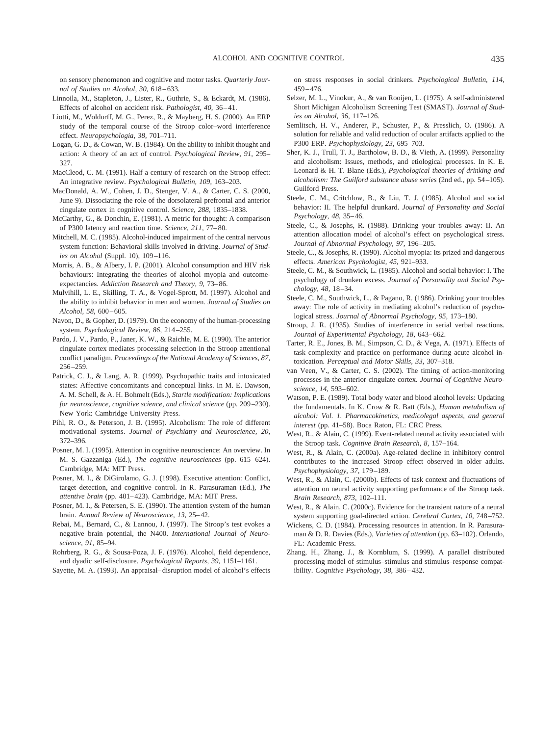on sensory phenomenon and cognitive and motor tasks. *Quarterly Journal of Studies on Alcohol, 30,* 618–633.

Linnoila, M., Stapleton, J., Lister, R., Guthrie, S., & Eckardt, M. (1986). Effects of alcohol on accident risk. *Pathologist, 40,* 36–41.

Liotti, M., Woldorff, M. G., Perez, R., & Mayberg, H. S. (2000). An ERP study of the temporal course of the Stroop color–word interference effect. *Neuropsychologia, 38,* 701–711.

Logan, G. D., & Cowan, W. B. (1984). On the ability to inhibit thought and action: A theory of an act of control. *Psychological Review, 91,* 295–327.

MacCleod, C. M. (1991). Half a century of research on the Stroop effect: An integrative review. *Psychological Bulletin, 109,* 163–203.

MacDonald, A. W., Cohen, J. D., Stenger, V. A., & Carter, C. S. (2000, June 9). Dissociating the role of the dorsolateral prefrontal and anterior cingulate cortex in cognitive control. *Science, 288,* 1835–1838.

McCarthy, G., & Donchin, E. (1981). A metric for thought: A comparison of P300 latency and reaction time. *Science, 211,* 77–80.

Mitchell, M. C. (1985). Alcohol-induced impairment of the central nervous system function: Behavioral skills involved in driving. *Journal of Studies on Alcohol* (Suppl. 10), 109–116.

Morris, A. B., & Albery, I. P. (2001). Alcohol consumption and HIV risk behaviours: Integrating the theories of alcohol myopia and outcome-expectancies. *Addiction Research and Theory, 9,* 73–86.

Mulvihill, L. E., Skilling, T. A., & Vogel-Sprott, M. (1997). Alcohol and the ability to inhibit behavior in men and women. *Journal of Studies on Alcohol, 58,* 600–605.

Navon, D., & Gopher, D. (1979). On the economy of the human-processing system. *Psychological Review, 86,* 214–255.

Pardo, J. V., Pardo, P., Janer, K. W., & Raichle, M. E. (1990). The anterior cingulate cortex mediates processing selection in the Stroop attentional conflict paradigm. *Proceedings of the National Academy of Sciences, 87,* 256–259.

Patrick, C. J., & Lang, A. R. (1999). Psychopathic traits and intoxicated states: Affective concomitants and conceptual links. In M. E. Dawson, A. M. Schell, & A. H. Bohmelt (Eds.), *Startle modification: Implications for neuroscience, cognitive science, and clinical science* (pp. 209–230). New York: Cambridge University Press.

Pihl, R. O., & Peterson, J. B. (1995). Alcoholism: The role of different motivational systems. *Journal of Psychiatry and Neuroscience, 20,* 372–396.

Posner, M. I. (1995). Attention in cognitive neuroscience: An overview. In M. S. Gazzaniga (Ed.), *The cognitive neurosciences* (pp. 615–624). Cambridge, MA: MIT Press.

Posner, M. I., & DiGirolamo, G. J. (1998). Executive attention: Conflict, target detection, and cognitive control. In R. Parasuraman (Ed.), *The attentive brain* (pp. 401–423). Cambridge, MA: MIT Press.

Posner, M. I., & Petersen, S. E. (1990). The attention system of the human brain. *Annual Review of Neuroscience, 13,* 25–42.

Rebai, M., Bernard, C., & Lannou, J. (1997). The Stroop's test evokes a negative brain potential, the N400. *International Journal of Neuroscience, 91,* 85–94.

Rohrberg, R. G., & Sousa-Poza, J. F. (1976). Alcohol, field dependence, and dyadic self-disclosure. *Psychological Reports, 39,* 1151–1161.

Sayette, M. A. (1993). An appraisal–disruption model of alcohol's effects on stress responses in social drinkers. *Psychological Bulletin, 114,* 459–476.

Selzer, M. L., Vinokur, A., & van Rooijen, L. (1975). A self-administered Short Michigan Alcoholism Screening Test (SMAST). *Journal of Studies on Alcohol, 36,* 117–126.

Semlitsch, H. V., Anderer, P., Schuster, P., & Presslich, O. (1986). A solution for reliable and valid reduction of ocular artifacts applied to the P300 ERP. *Psychophysiology, 23,* 695–703.

Sher, K. J., Trull, T. J., Bartholow, B. D., & Vieth, A. (1999). Personality and alcoholism: Issues, methods, and etiological processes. In K. E. Leonard & H. T. Blane (Eds.), *Psychological theories of drinking and alcoholism: The Guilford substance abuse series* (2nd ed., pp. 54–105). Guilford Press.

Steele, C. M., Critchlow, B., & Liu, T. J. (1985). Alcohol and social behavior: II. The helpful drunkard. *Journal of Personality and Social Psychology, 48,* 35–46.

Steele, C., & Josephs, R. (1988). Drinking your troubles away: II. An attention allocation model of alcohol's effect on psychological stress. *Journal of Abnormal Psychology, 97,* 196–205.

Steele, C., & Josephs, R. (1990). Alcohol myopia: Its prized and dangerous effects. *American Psychologist, 45,* 921–933.

Steele, C. M., & Southwick, L. (1985). Alcohol and social behavior: I. The psychology of drunken excess. *Journal of Personality and Social Psychology, 48,* 18–34.

Steele, C. M., Southwick, L., & Pagano, R. (1986). Drinking your troubles away: The role of activity in mediating alcohol's reduction of psychological stress. *Journal of Abnormal Psychology, 95,* 173–180.

Stroop, J. R. (1935). Studies of interference in serial verbal reactions. *Journal of Experimental Psychology, 18,* 643–662.

Tarter, R. E., Jones, B. M., Simpson, C. D., & Vega, A. (1971). Effects of task complexity and practice on performance during acute alcohol intoxication. *Perceptual and Motor Skills, 33,* 307–318.

van Veen, V., & Carter, C. S. (2002). The timing of action-monitoring processes in the anterior cingulate cortex. *Journal of Cognitive Neuroscience, 14,* 593–602.

Watson, P. E. (1989). Total body water and blood alcohol levels: Updating the fundamentals. In K. Crow & R. Batt (Eds.), *Human metabolism of alcohol: Vol. 1. Pharmacokinetics, medicolegal aspects, and general interest* (pp. 41–58). Boca Raton, FL: CRC Press.

West, R., & Alain, C. (1999). Event-related neural activity associated with the Stroop task. *Cognitive Brain Research, 8,* 157–164.

West, R., & Alain, C. (2000a). Age-related decline in inhibitory control contributes to the increased Stroop effect observed in older adults. *Psychophysiology, 37,* 179–189.

West, R., & Alain, C. (2000b). Effects of task context and fluctuations of attention on neural activity supporting performance of the Stroop task. *Brain Research, 873,* 102–111.

West, R., & Alain, C. (2000c). Evidence for the transient nature of a neural system supporting goal-directed action. *Cerebral Cortex, 10,* 748–752.

Wickens, C. D. (1984). Processing resources in attention. In R. Parasuraman & D. R. Davies (Eds.), *Varieties of attention* (pp. 63–102). Orlando, FL: Academic Press.

Zhang, H., Zhang, J., & Kornblum, S. (1999). A parallel distributed processing model of stimulus–stimulus and stimulus–response compatibility. *Cognitive Psychology, 38,* 386–432.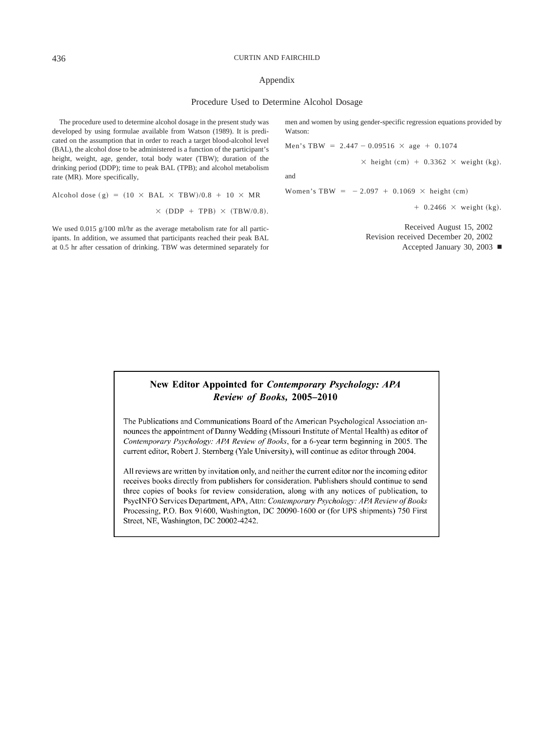## Appendix

### Procedure Used to Determine Alcohol Dosage

The procedure used to determine alcohol dosage in the present study was developed by using formulae available from Watson (1989). It is predicated on the assumption that in order to reach a target blood-alcohol level (BAL), the alcohol dose to be administered is a function of the participant's height, weight, age, gender, total body water (TBW); duration of the drinking period (DDP); time to peak BAL (TPB); and alcohol metabolism rate (MR). More specifically,

$$\text{Alcohol dose (g)} = (10 \times \text{BAL} \times \text{TBW})/0.8 + 10 \times \text{MR} \times (\text{DDP} + \text{TPB}) \times (\text{TBW}/0.8).$$

We used 0.015 g/100 ml/hr as the average metabolism rate for all participants. In addition, we assumed that participants reached their peak BAL at 0.5 hr after cessation of drinking. TBW was determined separately for men and women by using gender-specific regression equations provided by Watson:

$$\text{Men's TBW} = 2.447 - 0.09516 \times \text{age} + 0.1074 \times \text{height (cm)} + 0.3362 \times \text{weight (kg)}.$$

and

$$\text{Women's TBW} = -2.097 + 0.1069 \times \text{height (cm)} + 0.2466 \times \text{weight (kg)}.$$

Received August 15, 2002
Revision received December 20, 2002
Accepted January 30, 2003 ■

---

**New Editor Appointed for *Contemporary Psychology: APA Review of Books,* 2005–2010**

The Publications and Communications Board of the American Psychological Association announces the appointment of Danny Wedding (Missouri Institute of Mental Health) as editor of *Contemporary Psychology: APA Review of Books*, for a 6-year term beginning in 2005. The current editor, Robert J. Sternberg (Yale University), will continue as editor through 2004.

All reviews are written by invitation only, and neither the current editor nor the incoming editor receives books directly from publishers for consideration. Publishers should continue to send three copies of books for review consideration, along with any notices of publication, to PsycINFO Services Department, APA, Attn: *Contemporary Psychology: APA Review of Books* Processing, P.O. Box 91600, Washington, DC 20090-1600 or (for UPS shipments) 750 First Street, NE, Washington, DC 20002-4242.